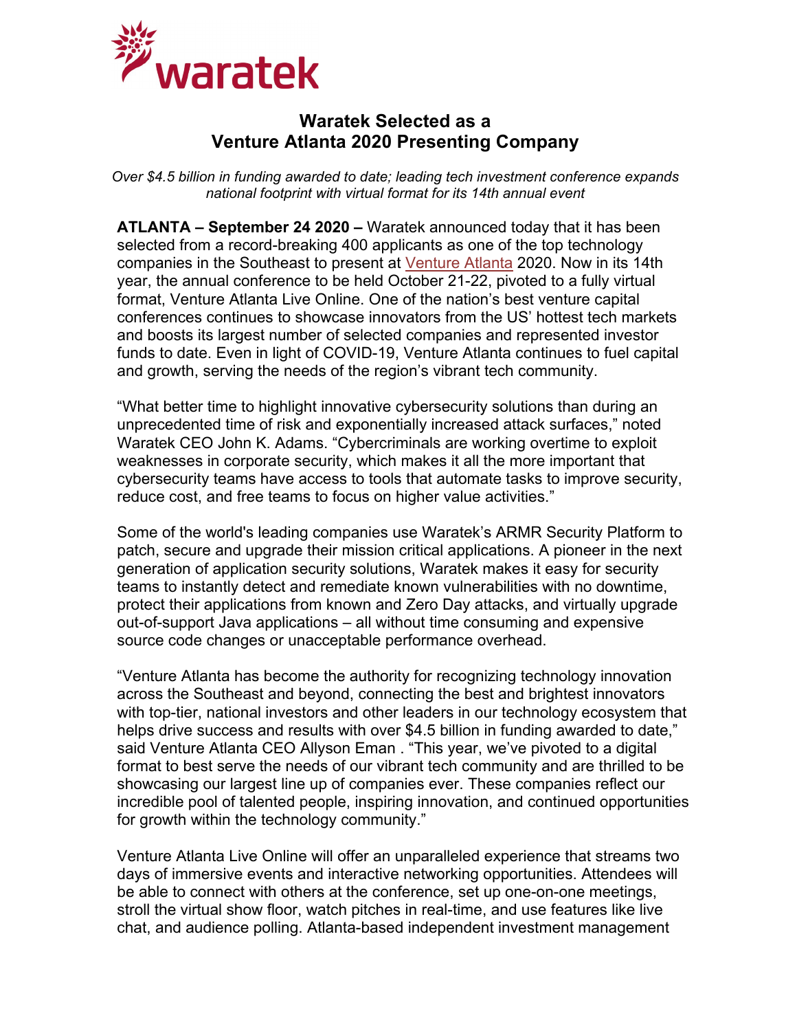# Waratek Selected as a Venture Atlanta 2020 Presenting Company

*Over $4.5 billion in funding awarded to date; leading tech investment conference expands national footprint with virtual format for its 14th annual event*

**ATLANTA – September 24 2020 –** Waratek announced today that it has been selected from a record-breaking 400 applicants as one of the top technology companies in the Southeast to present at Venture Atlanta 2020. Now in its 14th year, the annual conference to be held October 21-22, pivoted to a fully virtual format, Venture Atlanta Live Online. One of the nation's best venture capital conferences continues to showcase innovators from the US' hottest tech markets and boosts its largest number of selected companies and represented investor funds to date. Even in light of COVID-19, Venture Atlanta continues to fuel capital and growth, serving the needs of the region's vibrant tech community.

"What better time to highlight innovative cybersecurity solutions than during an unprecedented time of risk and exponentially increased attack surfaces," noted Waratek CEO John K. Adams. "Cybercriminals are working overtime to exploit weaknesses in corporate security, which makes it all the more important that cybersecurity teams have access to tools that automate tasks to improve security, reduce cost, and free teams to focus on higher value activities."

Some of the world's leading companies use Waratek's ARMR Security Platform to patch, secure and upgrade their mission critical applications. A pioneer in the next generation of application security solutions, Waratek makes it easy for security teams to instantly detect and remediate known vulnerabilities with no downtime, protect their applications from known and Zero Day attacks, and virtually upgrade out-of-support Java applications – all without time consuming and expensive source code changes or unacceptable performance overhead.

"Venture Atlanta has become the authority for recognizing technology innovation across the Southeast and beyond, connecting the best and brightest innovators with top-tier, national investors and other leaders in our technology ecosystem that helps drive success and results with over $4.5 billion in funding awarded to date," said Venture Atlanta CEO Allyson Eman . "This year, we've pivoted to a digital format to best serve the needs of our vibrant tech community and are thrilled to be showcasing our largest line up of companies ever. These companies reflect our incredible pool of talented people, inspiring innovation, and continued opportunities for growth within the technology community."

Venture Atlanta Live Online will offer an unparalleled experience that streams two days of immersive events and interactive networking opportunities. Attendees will be able to connect with others at the conference, set up one-on-one meetings, stroll the virtual show floor, watch pitches in real-time, and use features like live chat, and audience polling. Atlanta-based independent investment management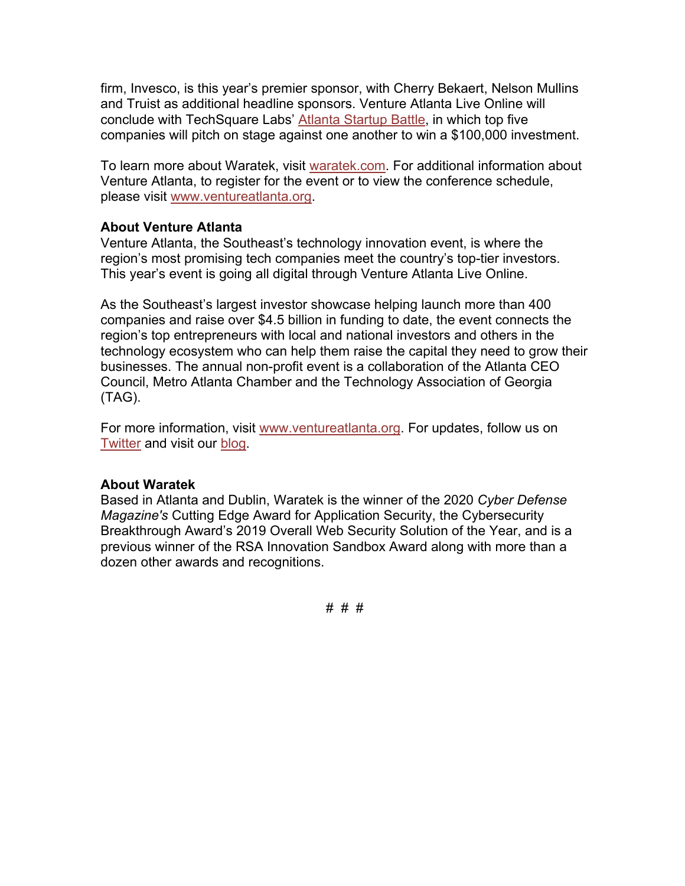firm, Invesco, is this year's premier sponsor, with Cherry Bekaert, Nelson Mullins and Truist as additional headline sponsors. Venture Atlanta Live Online will conclude with TechSquare Labs' Atlanta Startup Battle, in which top five companies will pitch on stage against one another to win a $100,000 investment.

To learn more about Waratek, visit waratek.com. For additional information about Venture Atlanta, to register for the event or to view the conference schedule, please visit www.ventureatlanta.org.

**About Venture Atlanta**
Venture Atlanta, the Southeast's technology innovation event, is where the region's most promising tech companies meet the country's top-tier investors. This year's event is going all digital through Venture Atlanta Live Online.

As the Southeast's largest investor showcase helping launch more than 400 companies and raise over $4.5 billion in funding to date, the event connects the region's top entrepreneurs with local and national investors and others in the technology ecosystem who can help them raise the capital they need to grow their businesses. The annual non-profit event is a collaboration of the Atlanta CEO Council, Metro Atlanta Chamber and the Technology Association of Georgia (TAG).

For more information, visit www.ventureatlanta.org. For updates, follow us on Twitter and visit our blog.

**About Waratek**
Based in Atlanta and Dublin, Waratek is the winner of the 2020 *Cyber Defense Magazine's* Cutting Edge Award for Application Security, the Cybersecurity Breakthrough Award's 2019 Overall Web Security Solution of the Year, and is a previous winner of the RSA Innovation Sandbox Award along with more than a dozen other awards and recognitions.

# # #